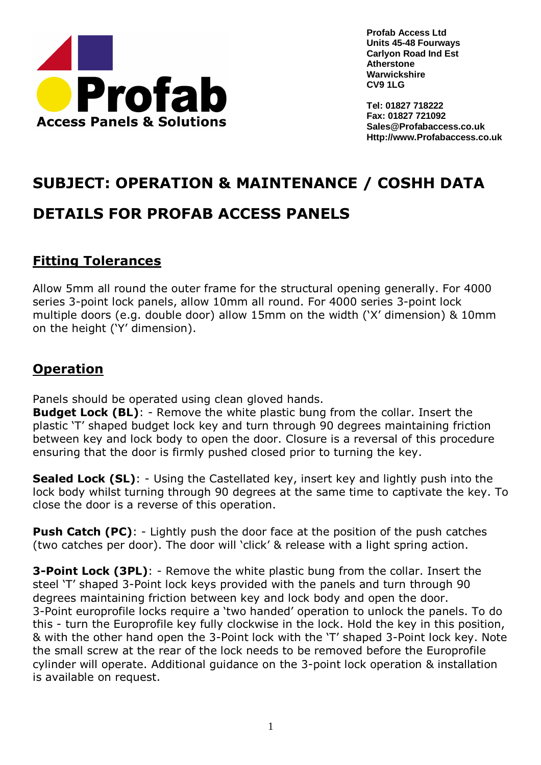Profab
Access Panels & Solutions

**Profab Access Ltd**
**Units 45-48 Fourways**
**Carlyon Road Ind Est**
**Atherstone**
**Warwickshire**
**CV9 1LG**

**Tel: 01827 718222**
**Fax: 01827 721092**
**Sales@Profabaccess.co.uk**
**Http://www.Profabaccess.co.uk**

# SUBJECT: OPERATION & MAINTENANCE / COSHH DATA DETAILS FOR PROFAB ACCESS PANELS

## Fitting Tolerances

Allow 5mm all round the outer frame for the structural opening generally. For 4000 series 3-point lock panels, allow 10mm all round. For 4000 series 3-point lock multiple doors (e.g. double door) allow 15mm on the width ('X' dimension) & 10mm on the height ('Y' dimension).

## Operation

Panels should be operated using clean gloved hands.
**Budget Lock (BL)**: - Remove the white plastic bung from the collar. Insert the plastic 'T' shaped budget lock key and turn through 90 degrees maintaining friction between key and lock body to open the door. Closure is a reversal of this procedure ensuring that the door is firmly pushed closed prior to turning the key.

**Sealed Lock (SL)**: - Using the Castellated key, insert key and lightly push into the lock body whilst turning through 90 degrees at the same time to captivate the key. To close the door is a reverse of this operation.

**Push Catch (PC)**: - Lightly push the door face at the position of the push catches (two catches per door). The door will 'click' & release with a light spring action.

**3-Point Lock (3PL)**: - Remove the white plastic bung from the collar. Insert the steel 'T' shaped 3-Point lock keys provided with the panels and turn through 90 degrees maintaining friction between key and lock body and open the door.
3-Point europrofile locks require a 'two handed' operation to unlock the panels. To do this - turn the Europrofile key fully clockwise in the lock. Hold the key in this position, & with the other hand open the 3-Point lock with the 'T' shaped 3-Point lock key. Note the small screw at the rear of the lock needs to be removed before the Europrofile cylinder will operate. Additional guidance on the 3-point lock operation & installation is available on request.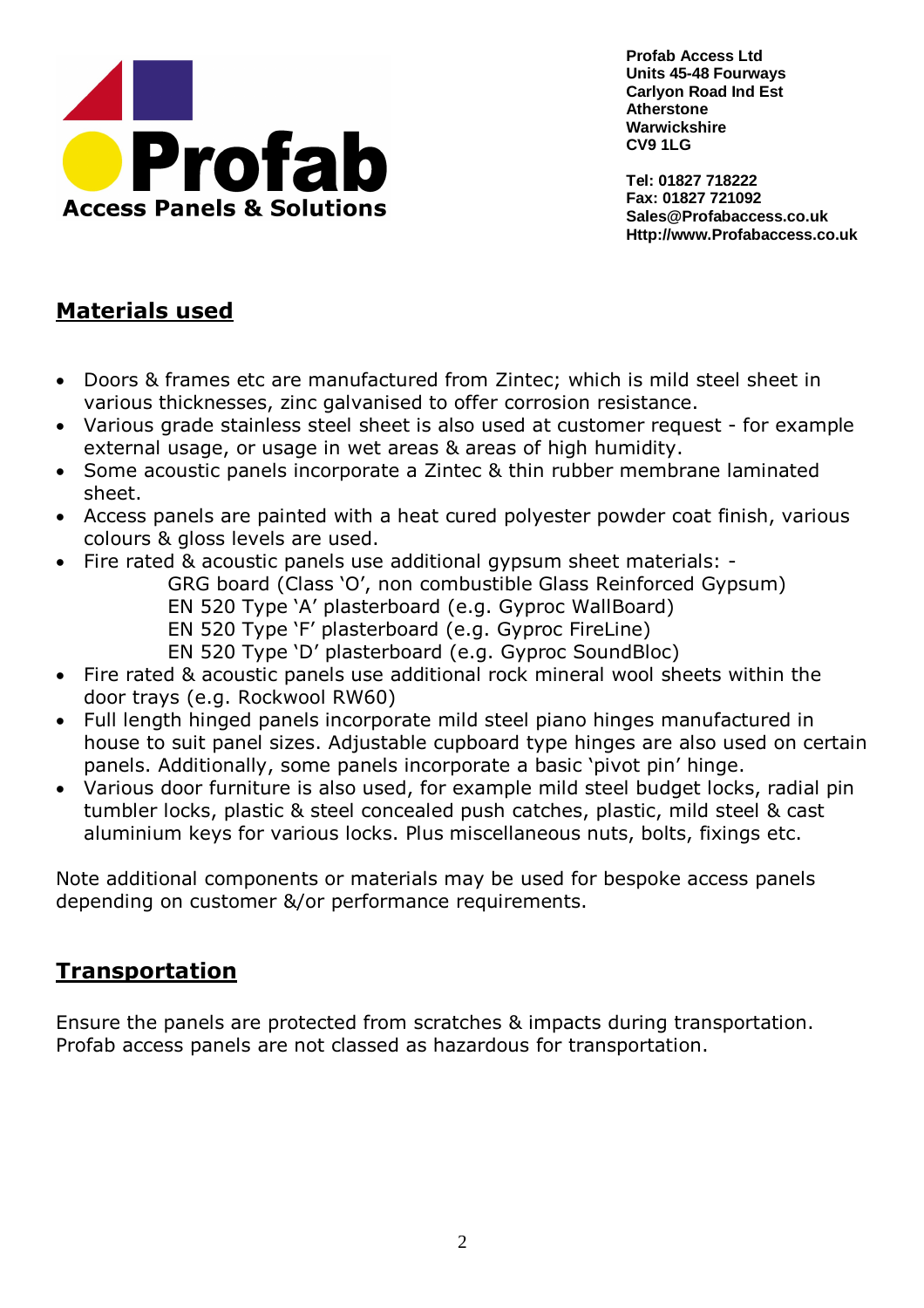**Profab Access Ltd**
**Units 45-48 Fourways**
**Carlyon Road Ind Est**
**Atherstone**
**Warwickshire**
**CV9 1LG**

**Tel: 01827 718222**
**Fax: 01827 721092**
**Sales@Profabaccess.co.uk**
**Http://www.Profabaccess.co.uk**

## Materials used

- Doors & frames etc are manufactured from Zintec; which is mild steel sheet in various thicknesses, zinc galvanised to offer corrosion resistance.
- Various grade stainless steel sheet is also used at customer request - for example external usage, or usage in wet areas & areas of high humidity.
- Some acoustic panels incorporate a Zintec & thin rubber membrane laminated sheet.
- Access panels are painted with a heat cured polyester powder coat finish, various colours & gloss levels are used.
- Fire rated & acoustic panels use additional gypsum sheet materials: -
  GRG board (Class 'O', non combustible Glass Reinforced Gypsum)
  EN 520 Type 'A' plasterboard (e.g. Gyproc WallBoard)
  EN 520 Type 'F' plasterboard (e.g. Gyproc FireLine)
  EN 520 Type 'D' plasterboard (e.g. Gyproc SoundBloc)
- Fire rated & acoustic panels use additional rock mineral wool sheets within the door trays (e.g. Rockwool RW60)
- Full length hinged panels incorporate mild steel piano hinges manufactured in house to suit panel sizes. Adjustable cupboard type hinges are also used on certain panels. Additionally, some panels incorporate a basic 'pivot pin' hinge.
- Various door furniture is also used, for example mild steel budget locks, radial pin tumbler locks, plastic & steel concealed push catches, plastic, mild steel & cast aluminium keys for various locks. Plus miscellaneous nuts, bolts, fixings etc.

Note additional components or materials may be used for bespoke access panels depending on customer &/or performance requirements.

## Transportation

Ensure the panels are protected from scratches & impacts during transportation. Profab access panels are not classed as hazardous for transportation.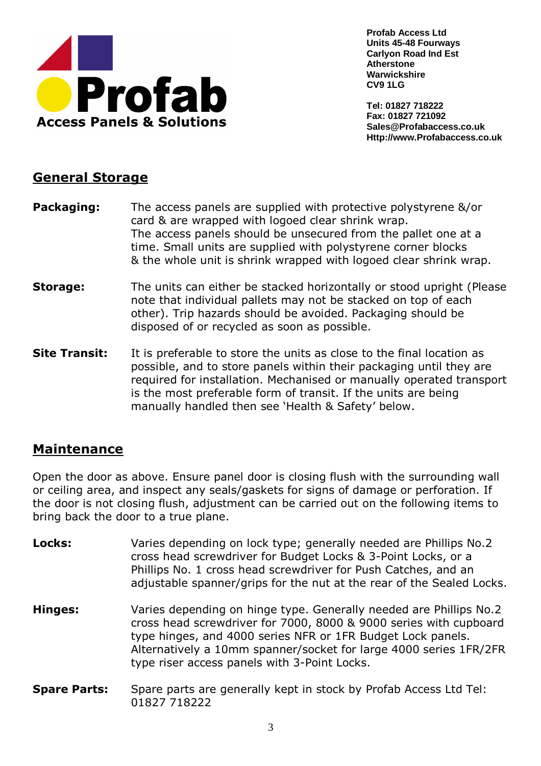**Profab Access Ltd**
**Units 45-48 Fourways**
**Carlyon Road Ind Est**
**Atherstone**
**Warwickshire**
**CV9 1LG**

**Tel: 01827 718222**
**Fax: 01827 721092**
**Sales@Profabaccess.co.uk**
**Http://www.Profabaccess.co.uk**

**Profab**
**Access Panels & Solutions**

## General Storage

**Packaging:** The access panels are supplied with protective polystyrene &/or card & are wrapped with logoed clear shrink wrap. The access panels should be unsecured from the pallet one at a time. Small units are supplied with polystyrene corner blocks & the whole unit is shrink wrapped with logoed clear shrink wrap.

**Storage:** The units can either be stacked horizontally or stood upright (Please note that individual pallets may not be stacked on top of each other). Trip hazards should be avoided. Packaging should be disposed of or recycled as soon as possible.

**Site Transit:** It is preferable to store the units as close to the final location as possible, and to store panels within their packaging until they are required for installation. Mechanised or manually operated transport is the most preferable form of transit. If the units are being manually handled then see 'Health & Safety' below.

## Maintenance

Open the door as above. Ensure panel door is closing flush with the surrounding wall or ceiling area, and inspect any seals/gaskets for signs of damage or perforation. If the door is not closing flush, adjustment can be carried out on the following items to bring back the door to a true plane.

**Locks:** Varies depending on lock type; generally needed are Phillips No.2 cross head screwdriver for Budget Locks & 3-Point Locks, or a Phillips No. 1 cross head screwdriver for Push Catches, and an adjustable spanner/grips for the nut at the rear of the Sealed Locks.

**Hinges:** Varies depending on hinge type. Generally needed are Phillips No.2 cross head screwdriver for 7000, 8000 & 9000 series with cupboard type hinges, and 4000 series NFR or 1FR Budget Lock panels. Alternatively a 10mm spanner/socket for large 4000 series 1FR/2FR type riser access panels with 3-Point Locks.

**Spare Parts:** Spare parts are generally kept in stock by Profab Access Ltd Tel: 01827 718222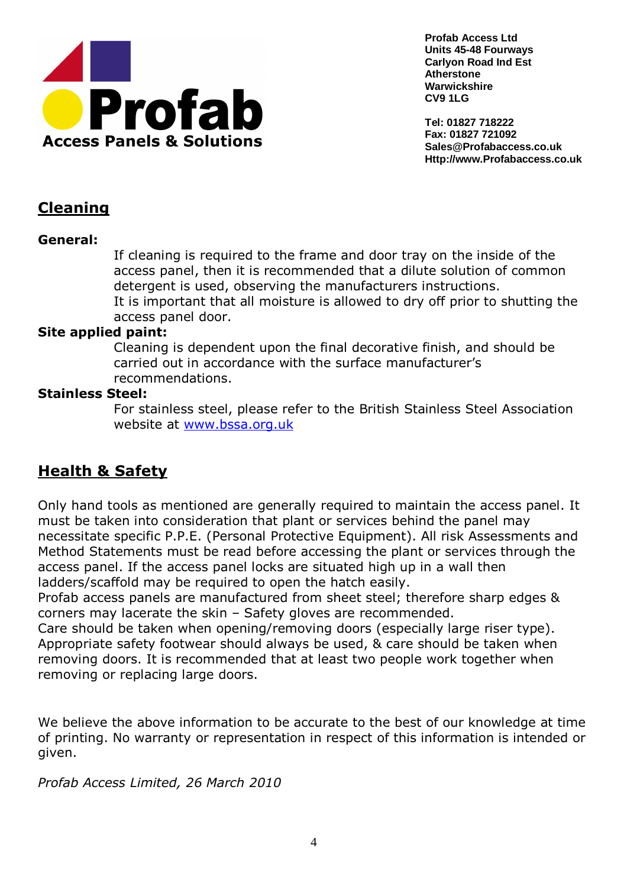**Profab Access Ltd**
**Units 45-48 Fourways**
**Carlyon Road Ind Est**
**Atherstone**
**Warwickshire**
**CV9 1LG**

**Tel: 01827 718222**
**Fax: 01827 721092**
**Sales@Profabaccess.co.uk**
**Http://www.Profabaccess.co.uk**

Profab
Access Panels & Solutions

## Cleaning

**General:**

If cleaning is required to the frame and door tray on the inside of the access panel, then it is recommended that a dilute solution of common detergent is used, observing the manufacturers instructions.
It is important that all moisture is allowed to dry off prior to shutting the access panel door.

**Site applied paint:**

Cleaning is dependent upon the final decorative finish, and should be carried out in accordance with the surface manufacturer's recommendations.

**Stainless Steel:**

For stainless steel, please refer to the British Stainless Steel Association website at www.bssa.org.uk

## Health & Safety

Only hand tools as mentioned are generally required to maintain the access panel. It must be taken into consideration that plant or services behind the panel may necessitate specific P.P.E. (Personal Protective Equipment). All risk Assessments and Method Statements must be read before accessing the plant or services through the access panel. If the access panel locks are situated high up in a wall then ladders/scaffold may be required to open the hatch easily.
Profab access panels are manufactured from sheet steel; therefore sharp edges & corners may lacerate the skin – Safety gloves are recommended.
Care should be taken when opening/removing doors (especially large riser type). Appropriate safety footwear should always be used, & care should be taken when removing doors. It is recommended that at least two people work together when removing or replacing large doors.

We believe the above information to be accurate to the best of our knowledge at time of printing. No warranty or representation in respect of this information is intended or given.

*Profab Access Limited, 26 March 2010*